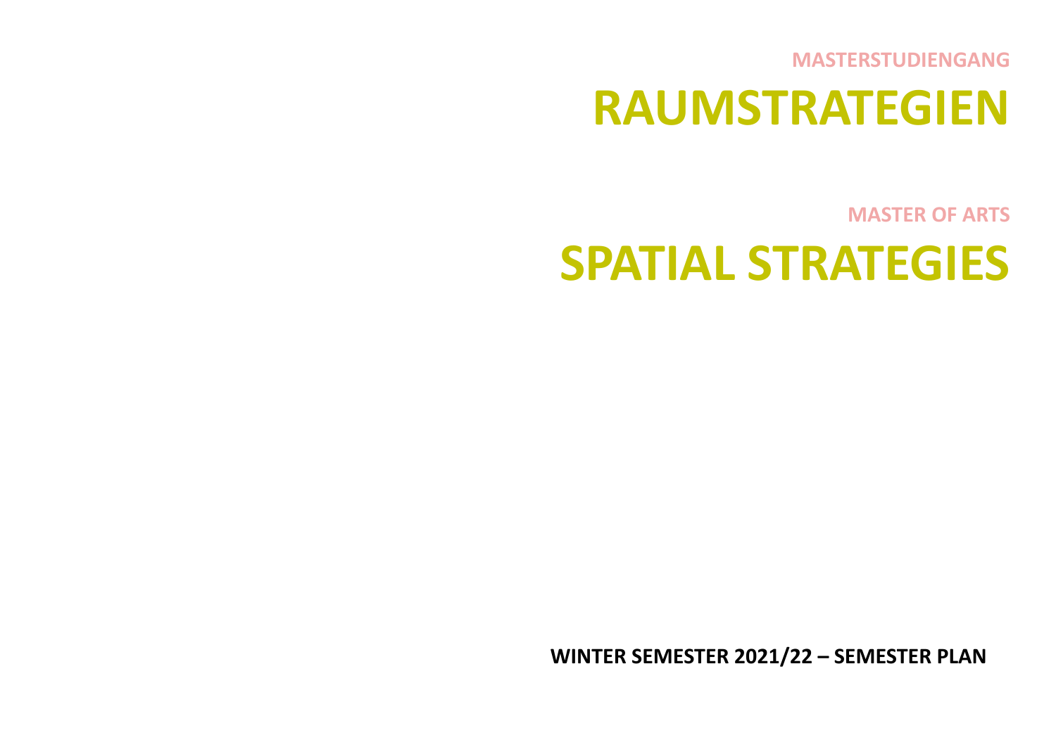**MASTERSTUDIENGANG**

# RAUMSTRATEGIEN

**MASTER OF ARTS**

# SPATIAL STRATEGIES

**WINTER SEMESTER 2021/22 – SEMESTER PLAN**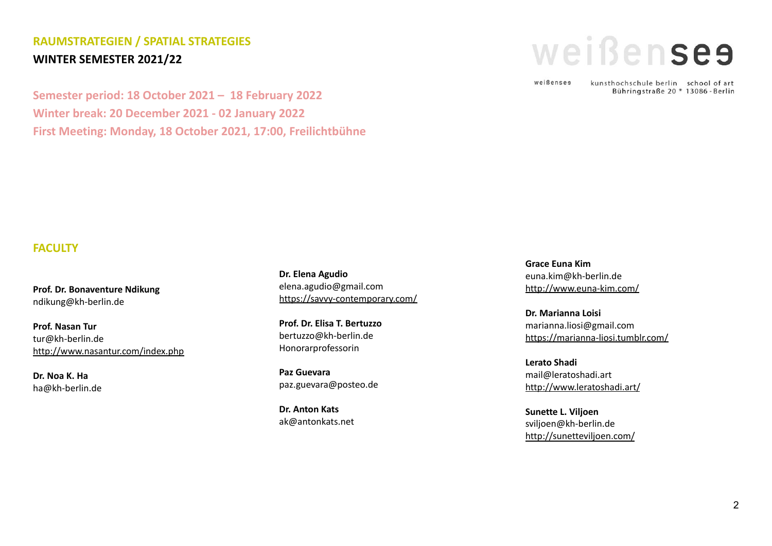## RAUMSTRATEGIEN / SPATIAL STRATEGIES

**WINTER SEMESTER 2021/22**

weißensee

weißensee kunsthochschule berlin school of art
Bühringstraße 20 * 13086 - Berlin

**Semester period: 18 October 2021 – 18 February 2022**
**Winter break: 20 December 2021 - 02 January 2022**
**First Meeting: Monday, 18 October 2021, 17:00, Freilichtbühne**

## FACULTY

**Prof. Dr. Bonaventure Ndikung**
ndikung@kh-berlin.de

**Prof. Nasan Tur**
tur@kh-berlin.de
http://www.nasantur.com/index.php

**Dr. Noa K. Ha**
ha@kh-berlin.de

**Dr. Elena Agudio**
elena.agudio@gmail.com
https://savvy-contemporary.com/

**Prof. Dr. Elisa T. Bertuzzo**
bertuzzo@kh-berlin.de
Honorarprofessorin

**Paz Guevara**
paz.guevara@posteo.de

**Dr. Anton Kats**
ak@antonkats.net

**Grace Euna Kim**
euna.kim@kh-berlin.de
http://www.euna-kim.com/

**Dr. Marianna Loisi**
marianna.liosi@gmail.com
https://marianna-liosi.tumblr.com/

**Lerato Shadi**
mail@leratoshadi.art
http://www.leratoshadi.art/

**Sunette L. Viljoen**
sviljoen@kh-berlin.de
http://sunetteviljoen.com/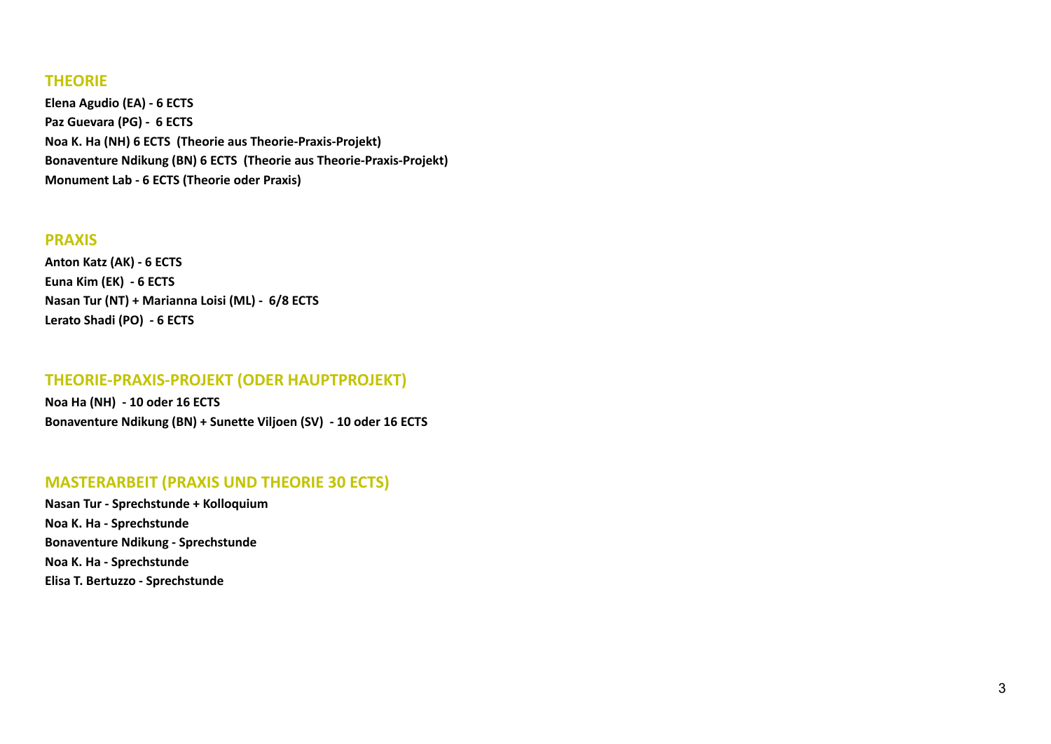## THEORIE

**Elena Agudio (EA) - 6 ECTS**
**Paz Guevara (PG) - 6 ECTS**
**Noa K. Ha (NH) 6 ECTS (Theorie aus Theorie-Praxis-Projekt)**
**Bonaventure Ndikung (BN) 6 ECTS (Theorie aus Theorie-Praxis-Projekt)**
**Monument Lab - 6 ECTS (Theorie oder Praxis)**

## PRAXIS

**Anton Katz (AK) - 6 ECTS**
**Euna Kim (EK) - 6 ECTS**
**Nasan Tur (NT) + Marianna Loisi (ML) - 6/8 ECTS**
**Lerato Shadi (PO) - 6 ECTS**

## THEORIE-PRAXIS-PROJEKT (ODER HAUPTPROJEKT)

**Noa Ha (NH) - 10 oder 16 ECTS**
**Bonaventure Ndikung (BN) + Sunette Viljoen (SV) - 10 oder 16 ECTS**

## MASTERARBEIT (PRAXIS UND THEORIE 30 ECTS)

**Nasan Tur - Sprechstunde + Kolloquium**
**Noa K. Ha - Sprechstunde**
**Bonaventure Ndikung - Sprechstunde**
**Noa K. Ha - Sprechstunde**
**Elisa T. Bertuzzo - Sprechstunde**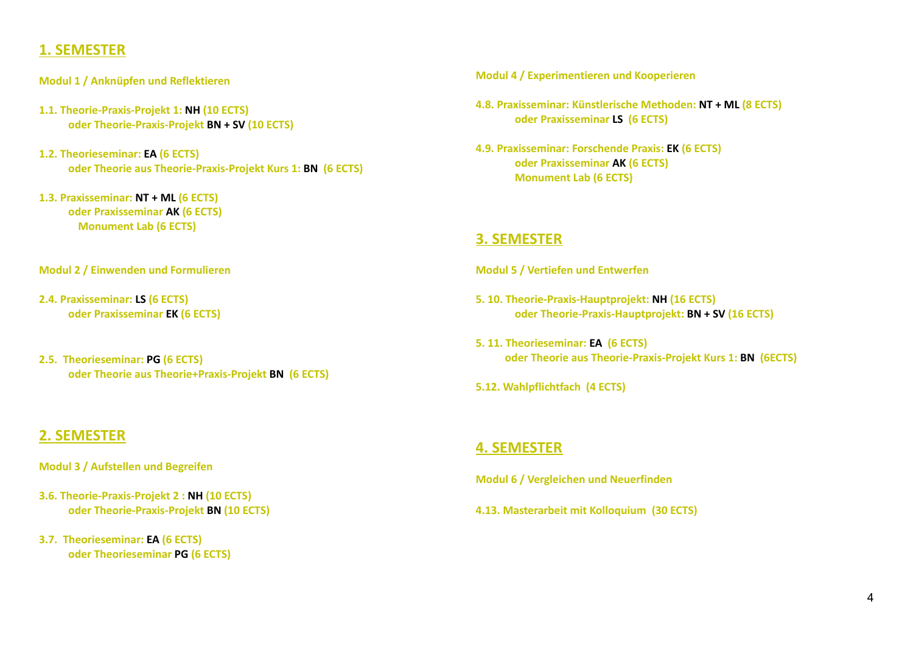## 1. SEMESTER

**Modul 1 / Anknüpfen und Reflektieren**

**1.1. Theorie-Praxis-Projekt 1: NH (10 ECTS)**
**oder Theorie-Praxis-Projekt BN + SV (10 ECTS)**

**1.2. Theorieseminar: EA (6 ECTS)**
**oder Theorie aus Theorie-Praxis-Projekt Kurs 1: BN (6 ECTS)**

**1.3. Praxisseminar: NT + ML (6 ECTS)**
**oder Praxisseminar AK (6 ECTS)**
**Monument Lab (6 ECTS)**

**Modul 2 / Einwenden und Formulieren**

**2.4. Praxisseminar: LS (6 ECTS)**
**oder Praxisseminar EK (6 ECTS)**

**2.5. Theorieseminar: PG (6 ECTS)**
**oder Theorie aus Theorie+Praxis-Projekt BN (6 ECTS)**

## 2. SEMESTER

**Modul 3 / Aufstellen und Begreifen**

**3.6. Theorie-Praxis-Projekt 2 : NH (10 ECTS)**
**oder Theorie-Praxis-Projekt BN (10 ECTS)**

**3.7. Theorieseminar: EA (6 ECTS)**
**oder Theorieseminar PG (6 ECTS)**

**Modul 4 / Experimentieren und Kooperieren**

**4.8. Praxisseminar: Künstlerische Methoden: NT + ML (8 ECTS)**
**oder Praxisseminar LS (6 ECTS)**

**4.9. Praxisseminar: Forschende Praxis: EK (6 ECTS)**
**oder Praxisseminar AK (6 ECTS)**
**Monument Lab (6 ECTS)**

## 3. SEMESTER

**Modul 5 / Vertiefen und Entwerfen**

**5. 10. Theorie-Praxis-Hauptprojekt: NH (16 ECTS)**
**oder Theorie-Praxis-Hauptprojekt: BN + SV (16 ECTS)**

**5. 11. Theorieseminar: EA (6 ECTS)**
**oder Theorie aus Theorie-Praxis-Projekt Kurs 1: BN (6ECTS)**

**5.12. Wahlpflichtfach (4 ECTS)**

## 4. SEMESTER

**Modul 6 / Vergleichen und Neuerfinden**

**4.13. Masterarbeit mit Kolloquium (30 ECTS)**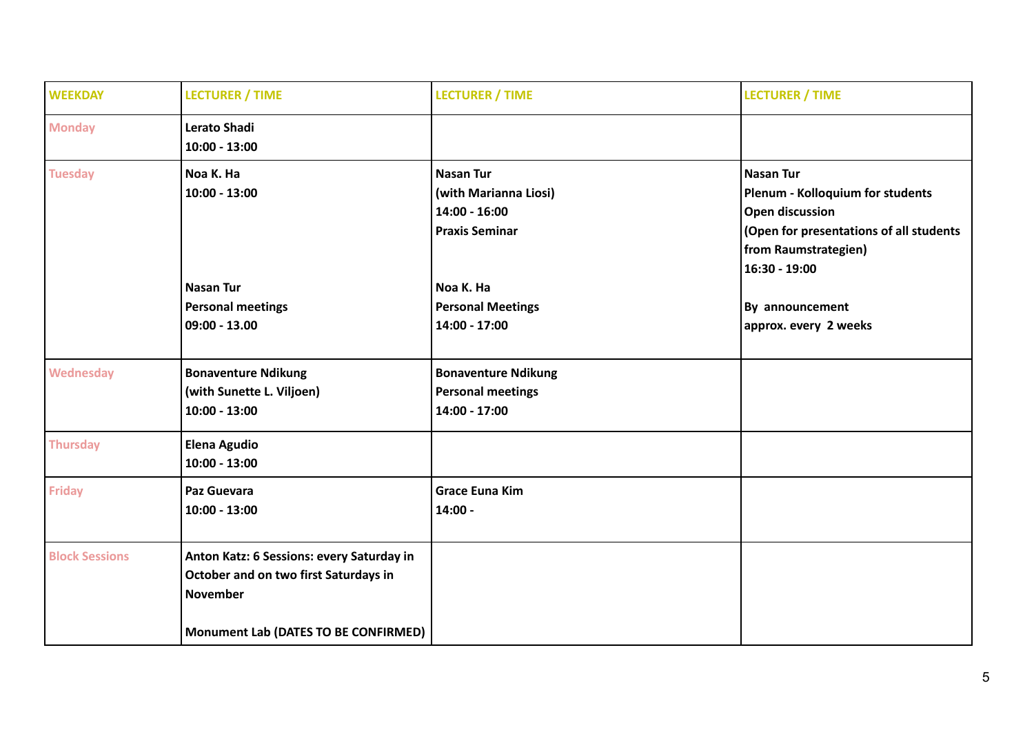| WEEKDAY | LECTURER / TIME | LECTURER / TIME | LECTURER / TIME |
| --- | --- | --- | --- |
| Monday | **Lerato Shadi**<br>**10:00 - 13:00** | | |
| Tuesday | **Noa K. Ha**<br>**10:00 - 13:00**<br><br>**Nasan Tur**<br>**Personal meetings**<br>**09:00 - 13.00** | **Nasan Tur**<br>**(with Marianna Liosi)**<br>**14:00 - 16:00**<br>**Praxis Seminar**<br><br>**Noa K. Ha**<br>**Personal Meetings**<br>**14:00 - 17:00** | **Nasan Tur**<br>**Plenum - Kolloquium for students**<br>**Open discussion**<br>**(Open for presentations of all students from Raumstrategien)**<br>**16:30 - 19:00**<br><br>**By announcement**<br>**approx. every 2 weeks** |
| Wednesday | **Bonaventure Ndikung**<br>**(with Sunette L. Viljoen)**<br>**10:00 - 13:00** | **Bonaventure Ndikung**<br>**Personal meetings**<br>**14:00 - 17:00** | |
| Thursday | **Elena Agudio**<br>**10:00 - 13:00** | | |
| Friday | **Paz Guevara**<br>**10:00 - 13:00** | **Grace Euna Kim**<br>**14:00 -** | |
| Block Sessions | **Anton Katz: 6 Sessions: every Saturday in October and on two first Saturdays in November**<br><br>**Monument Lab (DATES TO BE CONFIRMED)** | | |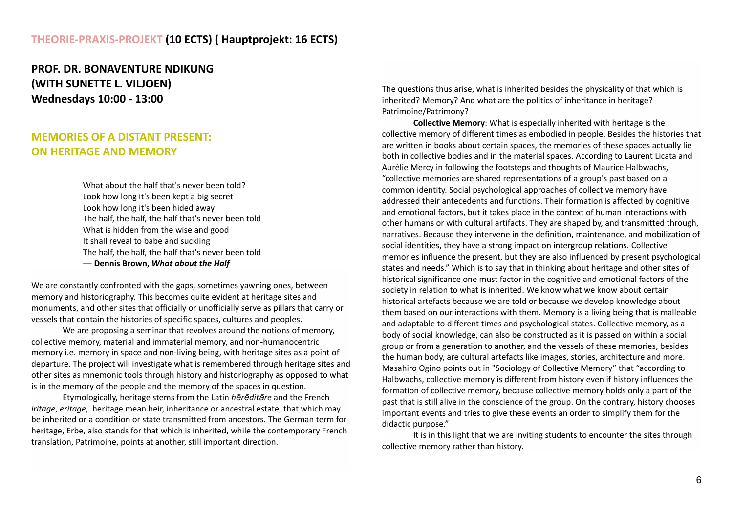**THEORIE-PRAXIS-PROJEKT (10 ECTS) ( Hauptprojekt: 16 ECTS)**

**PROF. DR. BONAVENTURE NDIKUNG**
**(WITH SUNETTE L. VILJOEN)**
**Wednesdays 10:00 - 13:00**

## MEMORIES OF A DISTANT PRESENT: ON HERITAGE AND MEMORY

> What about the half that's never been told?
> Look how long it's been kept a big secret
> Look how long it's been hided away
> The half, the half, the half that's never been told
> What is hidden from the wise and good
> It shall reveal to babe and suckling
> The half, the half, the half that's never been told
> — **Dennis Brown, *What about the Half***

We are constantly confronted with the gaps, sometimes yawning ones, between memory and historiography. This becomes quite evident at heritage sites and monuments, and other sites that officially or unofficially serve as pillars that carry or vessels that contain the histories of specific spaces, cultures and peoples.

We are proposing a seminar that revolves around the notions of memory, collective memory, material and immaterial memory, and non-humanocentric memory i.e. memory in space and non-living being, with heritage sites as a point of departure. The project will investigate what is remembered through heritage sites and other sites as mnemonic tools through history and historiography as opposed to what is in the memory of the people and the memory of the spaces in question.

Etymologically, heritage stems from the Latin *hērēditāre* and the French *iritage*, *eritage*, heritage mean heir, inheritance or ancestral estate, that which may be inherited or a condition or state transmitted from ancestors. The German term for heritage, Erbe, also stands for that which is inherited, while the contemporary French translation, Patrimoine, points at another, still important direction.

The questions thus arise, what is inherited besides the physicality of that which is inherited? Memory? And what are the politics of inheritance in heritage? Patrimoine/Patrimony?

**Collective Memory**: What is especially inherited with heritage is the collective memory of different times as embodied in people. Besides the histories that are written in books about certain spaces, the memories of these spaces actually lie both in collective bodies and in the material spaces. According to Laurent Licata and Aurélie Mercy in following the footsteps and thoughts of Maurice Halbwachs, "collective memories are shared representations of a group's past based on a common identity. Social psychological approaches of collective memory have addressed their antecedents and functions. Their formation is affected by cognitive and emotional factors, but it takes place in the context of human interactions with other humans or with cultural artifacts. They are shaped by, and transmitted through, narratives. Because they intervene in the definition, maintenance, and mobilization of social identities, they have a strong impact on intergroup relations. Collective memories influence the present, but they are also influenced by present psychological states and needs." Which is to say that in thinking about heritage and other sites of historical significance one must factor in the cognitive and emotional factors of the society in relation to what is inherited. We know what we know about certain historical artefacts because we are told or because we develop knowledge about them based on our interactions with them. Memory is a living being that is malleable and adaptable to different times and psychological states. Collective memory, as a body of social knowledge, can also be constructed as it is passed on within a social group or from a generation to another, and the vessels of these memories, besides the human body, are cultural artefacts like images, stories, architecture and more. Masahiro Ogino points out in "Sociology of Collective Memory" that "according to Halbwachs, collective memory is different from history even if history influences the formation of collective memory, because collective memory holds only a part of the past that is still alive in the conscience of the group. On the contrary, history chooses important events and tries to give these events an order to simplify them for the didactic purpose."

It is in this light that we are inviting students to encounter the sites through collective memory rather than history.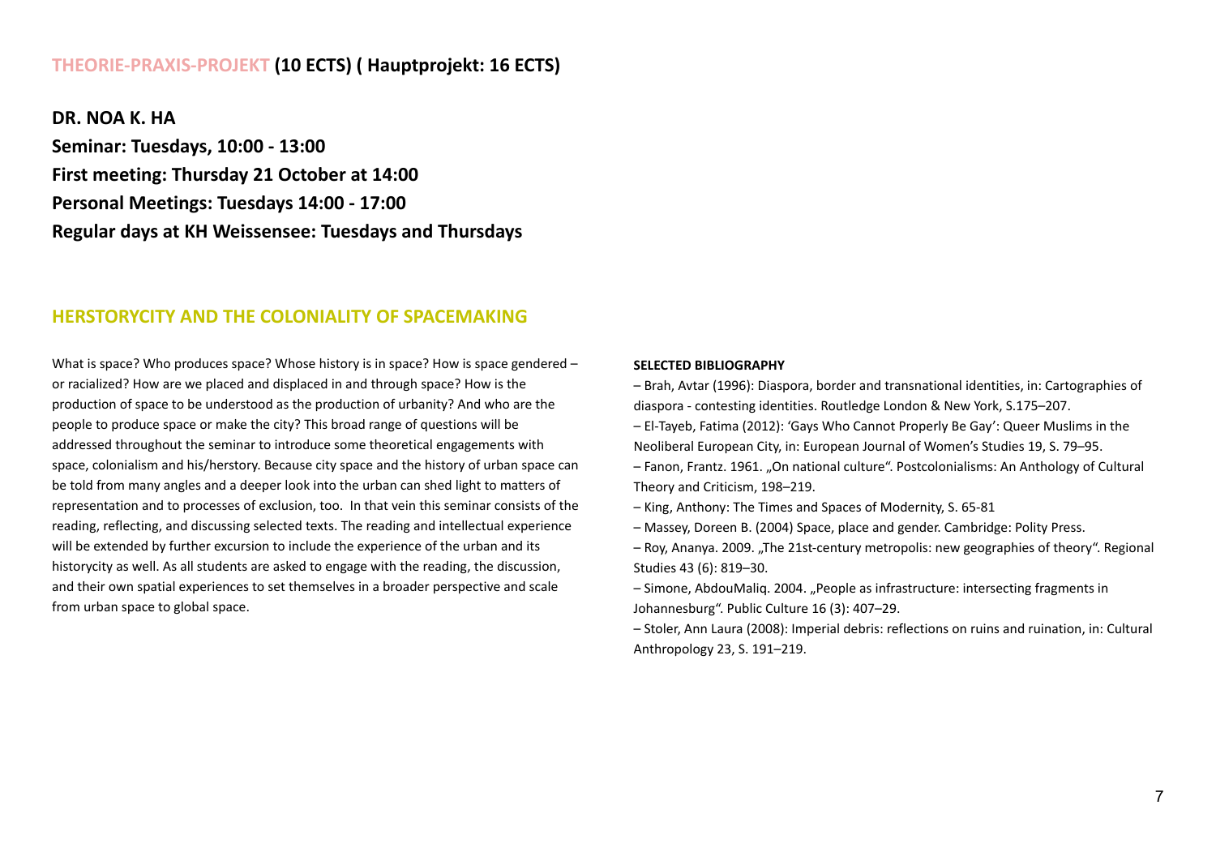## THEORIE-PRAXIS-PROJEKT (10 ECTS) ( Hauptprojekt: 16 ECTS)

**DR. NOA K. HA**
**Seminar: Tuesdays, 10:00 - 13:00**
**First meeting: Thursday 21 October at 14:00**
**Personal Meetings: Tuesdays 14:00 - 17:00**
**Regular days at KH Weissensee: Tuesdays and Thursdays**

## HERSTORYCITY AND THE COLONIALITY OF SPACEMAKING

What is space? Who produces space? Whose history is in space? How is space gendered – or racialized? How are we placed and displaced in and through space? How is the production of space to be understood as the production of urbanity? And who are the people to produce space or make the city? This broad range of questions will be addressed throughout the seminar to introduce some theoretical engagements with space, colonialism and his/herstory. Because city space and the history of urban space can be told from many angles and a deeper look into the urban can shed light to matters of representation and to processes of exclusion, too. In that vein this seminar consists of the reading, reflecting, and discussing selected texts. The reading and intellectual experience will be extended by further excursion to include the experience of the urban and its historycity as well. As all students are asked to engage with the reading, the discussion, and their own spatial experiences to set themselves in a broader perspective and scale from urban space to global space.

**SELECTED BIBLIOGRAPHY**

– Brah, Avtar (1996): Diaspora, border and transnational identities, in: Cartographies of diaspora - contesting identities. Routledge London & New York, S.175–207.
– El-Tayeb, Fatima (2012): 'Gays Who Cannot Properly Be Gay': Queer Muslims in the Neoliberal European City, in: European Journal of Women's Studies 19, S. 79–95.
– Fanon, Frantz. 1961. „On national culture". Postcolonialisms: An Anthology of Cultural Theory and Criticism, 198–219.
– King, Anthony: The Times and Spaces of Modernity, S. 65-81
– Massey, Doreen B. (2004) Space, place and gender. Cambridge: Polity Press.
– Roy, Ananya. 2009. „The 21st-century metropolis: new geographies of theory". Regional Studies 43 (6): 819–30.
– Simone, AbdouMaliq. 2004. „People as infrastructure: intersecting fragments in Johannesburg". Public Culture 16 (3): 407–29.
– Stoler, Ann Laura (2008): Imperial debris: reflections on ruins and ruination, in: Cultural Anthropology 23, S. 191–219.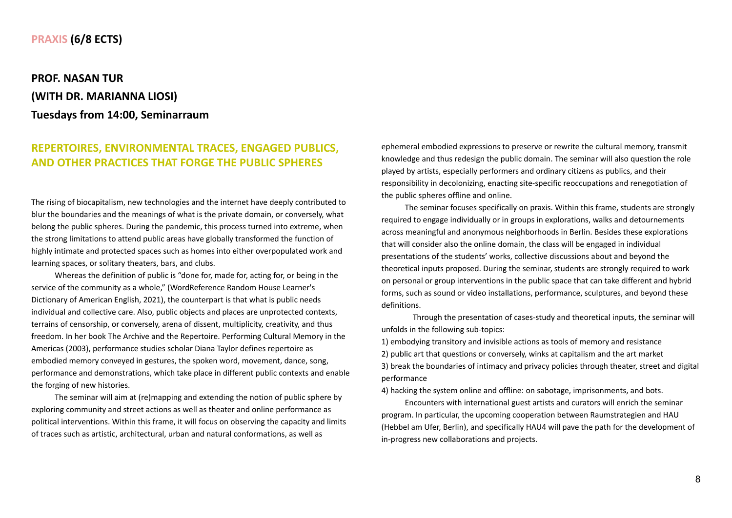## PRAXIS (6/8 ECTS)

**PROF. NASAN TUR**
**(WITH DR. MARIANNA LIOSI)**
**Tuesdays from 14:00, Seminarraum**

### REPERTOIRES, ENVIRONMENTAL TRACES, ENGAGED PUBLICS, AND OTHER PRACTICES THAT FORGE THE PUBLIC SPHERES

The rising of biocapitalism, new technologies and the internet have deeply contributed to blur the boundaries and the meanings of what is the private domain, or conversely, what belong the public spheres. During the pandemic, this process turned into extreme, when the strong limitations to attend public areas have globally transformed the function of highly intimate and protected spaces such as homes into either overpopulated work and learning spaces, or solitary theaters, bars, and clubs.

Whereas the definition of public is "done for, made for, acting for, or being in the service of the community as a whole," (WordReference Random House Learner's Dictionary of American English, 2021), the counterpart is that what is public needs individual and collective care. Also, public objects and places are unprotected contexts, terrains of censorship, or conversely, arena of dissent, multiplicity, creativity, and thus freedom. In her book The Archive and the Repertoire. Performing Cultural Memory in the Americas (2003), performance studies scholar Diana Taylor defines repertoire as embodied memory conveyed in gestures, the spoken word, movement, dance, song, performance and demonstrations, which take place in different public contexts and enable the forging of new histories.

The seminar will aim at (re)mapping and extending the notion of public sphere by exploring community and street actions as well as theater and online performance as political interventions. Within this frame, it will focus on observing the capacity and limits of traces such as artistic, architectural, urban and natural conformations, as well as ephemeral embodied expressions to preserve or rewrite the cultural memory, transmit knowledge and thus redesign the public domain. The seminar will also question the role played by artists, especially performers and ordinary citizens as publics, and their responsibility in decolonizing, enacting site-specific reoccupations and renegotiation of the public spheres offline and online.

The seminar focuses specifically on praxis. Within this frame, students are strongly required to engage individually or in groups in explorations, walks and detournements across meaningful and anonymous neighborhoods in Berlin. Besides these explorations that will consider also the online domain, the class will be engaged in individual presentations of the students' works, collective discussions about and beyond the theoretical inputs proposed. During the seminar, students are strongly required to work on personal or group interventions in the public space that can take different and hybrid forms, such as sound or video installations, performance, sculptures, and beyond these definitions.

Through the presentation of cases-study and theoretical inputs, the seminar will unfolds in the following sub-topics:

1) embodying transitory and invisible actions as tools of memory and resistance
2) public art that questions or conversely, winks at capitalism and the art market
3) break the boundaries of intimacy and privacy policies through theater, street and digital performance
4) hacking the system online and offline: on sabotage, imprisonments, and bots.

Encounters with international guest artists and curators will enrich the seminar program. In particular, the upcoming cooperation between Raumstrategien and HAU (Hebbel am Ufer, Berlin), and specifically HAU4 will pave the path for the development of in-progress new collaborations and projects.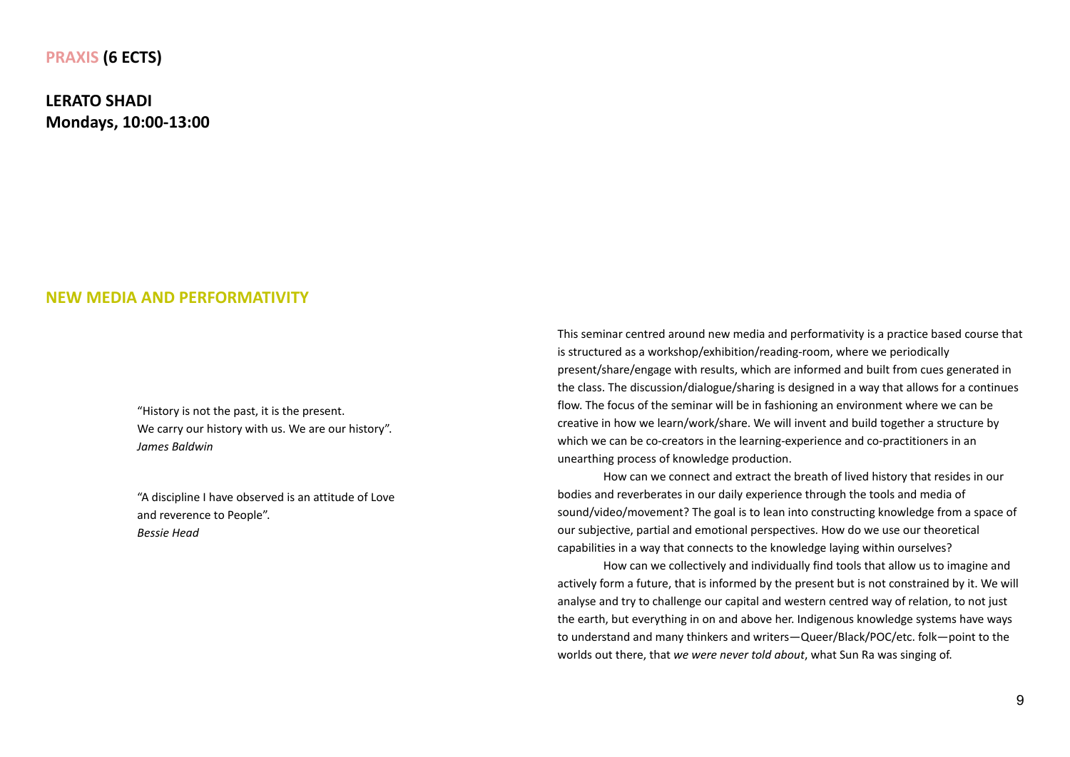**PRAXIS (6 ECTS)**

**LERATO SHADI**
**Mondays, 10:00-13:00**

## NEW MEDIA AND PERFORMATIVITY

"History is not the past, it is the present.
We carry our history with us. We are our history".
*James Baldwin*

"A discipline I have observed is an attitude of Love
and reverence to People".
*Bessie Head*

This seminar centred around new media and performativity is a practice based course that is structured as a workshop/exhibition/reading-room, where we periodically present/share/engage with results, which are informed and built from cues generated in the class. The discussion/dialogue/sharing is designed in a way that allows for a continues flow. The focus of the seminar will be in fashioning an environment where we can be creative in how we learn/work/share. We will invent and build together a structure by which we can be co-creators in the learning-experience and co-practitioners in an unearthing process of knowledge production.

How can we connect and extract the breath of lived history that resides in our bodies and reverberates in our daily experience through the tools and media of sound/video/movement? The goal is to lean into constructing knowledge from a space of our subjective, partial and emotional perspectives. How do we use our theoretical capabilities in a way that connects to the knowledge laying within ourselves?

How can we collectively and individually find tools that allow us to imagine and actively form a future, that is informed by the present but is not constrained by it. We will analyse and try to challenge our capital and western centred way of relation, to not just the earth, but everything in on and above her. Indigenous knowledge systems have ways to understand and many thinkers and writers—Queer/Black/POC/etc. folk—point to the worlds out there, that *we were never told about*, what Sun Ra was singing of.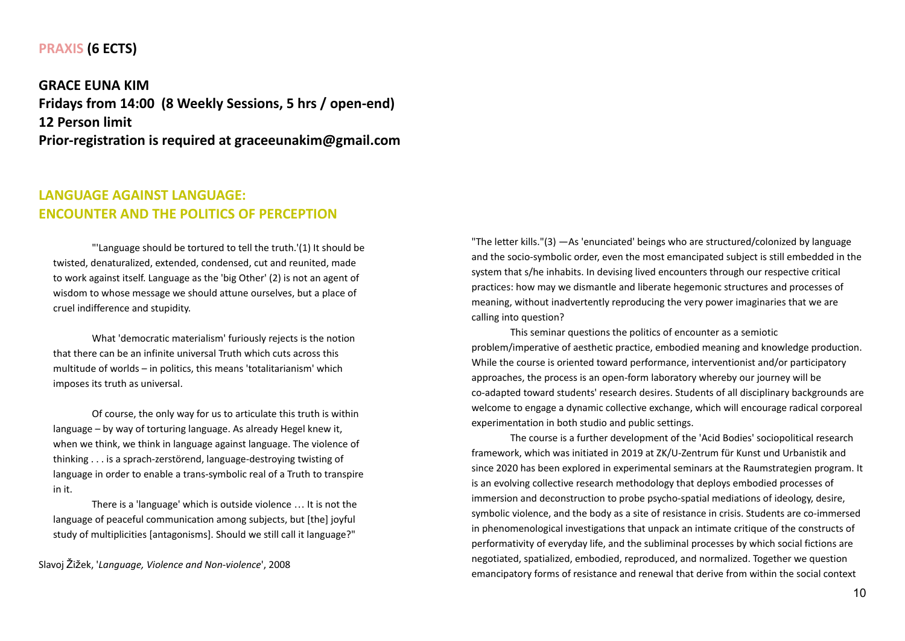**PRAXIS (6 ECTS)**

**GRACE EUNA KIM**
**Fridays from 14:00 (8 Weekly Sessions, 5 hrs / open-end)**
**12 Person limit**
**Prior-registration is required at graceeunakim@gmail.com**

## LANGUAGE AGAINST LANGUAGE: ENCOUNTER AND THE POLITICS OF PERCEPTION

"'Language should be tortured to tell the truth.'(1) It should be twisted, denaturalized, extended, condensed, cut and reunited, made to work against itself. Language as the 'big Other' (2) is not an agent of wisdom to whose message we should attune ourselves, but a place of cruel indifference and stupidity.

What 'democratic materialism' furiously rejects is the notion that there can be an infinite universal Truth which cuts across this multitude of worlds – in politics, this means 'totalitarianism' which imposes its truth as universal.

Of course, the only way for us to articulate this truth is within language – by way of torturing language. As already Hegel knew it, when we think, we think in language against language. The violence of thinking . . . is a sprach-zerstörend, language-destroying twisting of language in order to enable a trans-symbolic real of a Truth to transpire in it.

There is a 'language' which is outside violence … It is not the language of peaceful communication among subjects, but [the] joyful study of multiplicities [antagonisms]. Should we still call it language?"

Slavoj Žižek, '*Language, Violence and Non-violence*', 2008

"The letter kills."(3) —As 'enunciated' beings who are structured/colonized by language and the socio-symbolic order, even the most emancipated subject is still embedded in the system that s/he inhabits. In devising lived encounters through our respective critical practices: how may we dismantle and liberate hegemonic structures and processes of meaning, without inadvertently reproducing the very power imaginaries that we are calling into question?

This seminar questions the politics of encounter as a semiotic problem/imperative of aesthetic practice, embodied meaning and knowledge production. While the course is oriented toward performance, interventionist and/or participatory approaches, the process is an open-form laboratory whereby our journey will be co-adapted toward students' research desires. Students of all disciplinary backgrounds are welcome to engage a dynamic collective exchange, which will encourage radical corporeal experimentation in both studio and public settings.

The course is a further development of the 'Acid Bodies' sociopolitical research framework, which was initiated in 2019 at ZK/U-Zentrum für Kunst und Urbanistik and since 2020 has been explored in experimental seminars at the Raumstrategien program. It is an evolving collective research methodology that deploys embodied processes of immersion and deconstruction to probe psycho-spatial mediations of ideology, desire, symbolic violence, and the body as a site of resistance in crisis. Students are co-immersed in phenomenological investigations that unpack an intimate critique of the constructs of performativity of everyday life, and the subliminal processes by which social fictions are negotiated, spatialized, embodied, reproduced, and normalized. Together we question emancipatory forms of resistance and renewal that derive from within the social context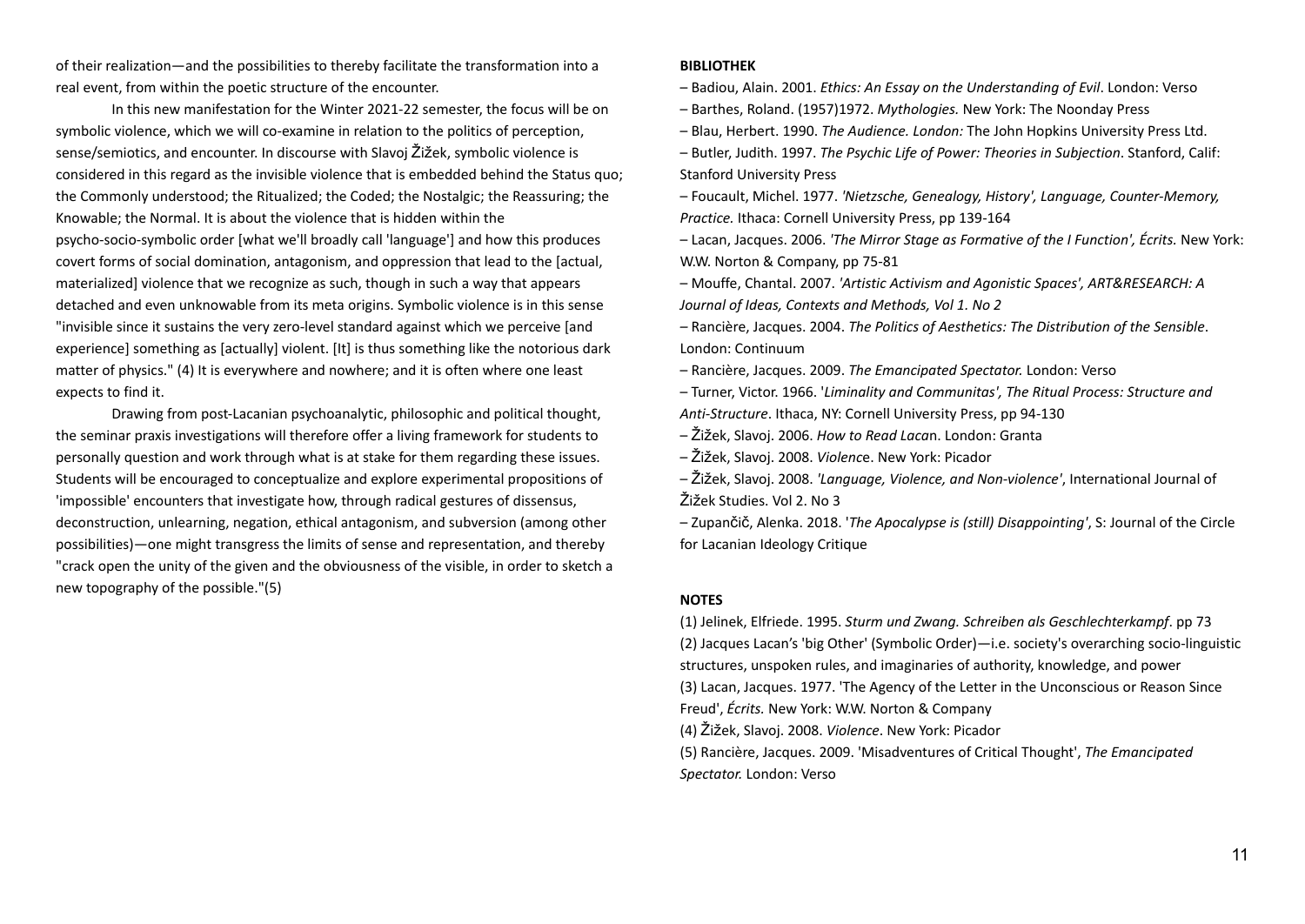of their realization—and the possibilities to thereby facilitate the transformation into a real event, from within the poetic structure of the encounter.

In this new manifestation for the Winter 2021-22 semester, the focus will be on symbolic violence, which we will co-examine in relation to the politics of perception, sense/semiotics, and encounter. In discourse with Slavoj Žižek, symbolic violence is considered in this regard as the invisible violence that is embedded behind the Status quo; the Commonly understood; the Ritualized; the Coded; the Nostalgic; the Reassuring; the Knowable; the Normal. It is about the violence that is hidden within the psycho-socio-symbolic order [what we'll broadly call 'language'] and how this produces covert forms of social domination, antagonism, and oppression that lead to the [actual, materialized] violence that we recognize as such, though in such a way that appears detached and even unknowable from its meta origins. Symbolic violence is in this sense "invisible since it sustains the very zero-level standard against which we perceive [and experience] something as [actually] violent. [It] is thus something like the notorious dark matter of physics." (4) It is everywhere and nowhere; and it is often where one least expects to find it.

Drawing from post-Lacanian psychoanalytic, philosophic and political thought, the seminar praxis investigations will therefore offer a living framework for students to personally question and work through what is at stake for them regarding these issues. Students will be encouraged to conceptualize and explore experimental propositions of 'impossible' encounters that investigate how, through radical gestures of dissensus, deconstruction, unlearning, negation, ethical antagonism, and subversion (among other possibilities)—one might transgress the limits of sense and representation, and thereby "crack open the unity of the given and the obviousness of the visible, in order to sketch a new topography of the possible."(5)

**BIBLIOTHEK**

– Badiou, Alain. 2001. *Ethics: An Essay on the Understanding of Evil*. London: Verso
– Barthes, Roland. (1957)1972. *Mythologies.* New York: The Noonday Press
– Blau, Herbert. 1990. *The Audience. London:* The John Hopkins University Press Ltd.
– Butler, Judith. 1997. *The Psychic Life of Power: Theories in Subjection*. Stanford, Calif: Stanford University Press
– Foucault, Michel. 1977. *'Nietzsche, Genealogy, History', Language, Counter-Memory, Practice.* Ithaca: Cornell University Press, pp 139-164
– Lacan, Jacques. 2006. *'The Mirror Stage as Formative of the I Function', Écrits.* New York: W.W. Norton & Company, pp 75-81
– Mouffe, Chantal. 2007. *'Artistic Activism and Agonistic Spaces', ART&RESEARCH: A Journal of Ideas, Contexts and Methods, Vol 1. No 2*
– Rancière, Jacques. 2004. *The Politics of Aesthetics: The Distribution of the Sensible*. London: Continuum
– Rancière, Jacques. 2009. *The Emancipated Spectator.* London: Verso
– Turner, Victor. 1966. '*Liminality and Communitas', The Ritual Process: Structure and Anti-Structure*. Ithaca, NY: Cornell University Press, pp 94-130
– Žižek, Slavoj. 2006. *How to Read Lacan*. London: Granta
– Žižek, Slavoj. 2008. *Violence*. New York: Picador
– Žižek, Slavoj. 2008. *'Language, Violence, and Non-violence'*, International Journal of Žižek Studies. Vol 2. No 3
– Zupančič, Alenka. 2018. '*The Apocalypse is (still) Disappointing'*, S: Journal of the Circle for Lacanian Ideology Critique

**NOTES**

(1) Jelinek, Elfriede. 1995. *Sturm und Zwang. Schreiben als Geschlechterkampf*. pp 73
(2) Jacques Lacan's 'big Other' (Symbolic Order)—i.e. society's overarching socio-linguistic structures, unspoken rules, and imaginaries of authority, knowledge, and power
(3) Lacan, Jacques. 1977. 'The Agency of the Letter in the Unconscious or Reason Since Freud', *Écrits.* New York: W.W. Norton & Company
(4) Žižek, Slavoj. 2008. *Violence*. New York: Picador
(5) Rancière, Jacques. 2009. 'Misadventures of Critical Thought', *The Emancipated Spectator.* London: Verso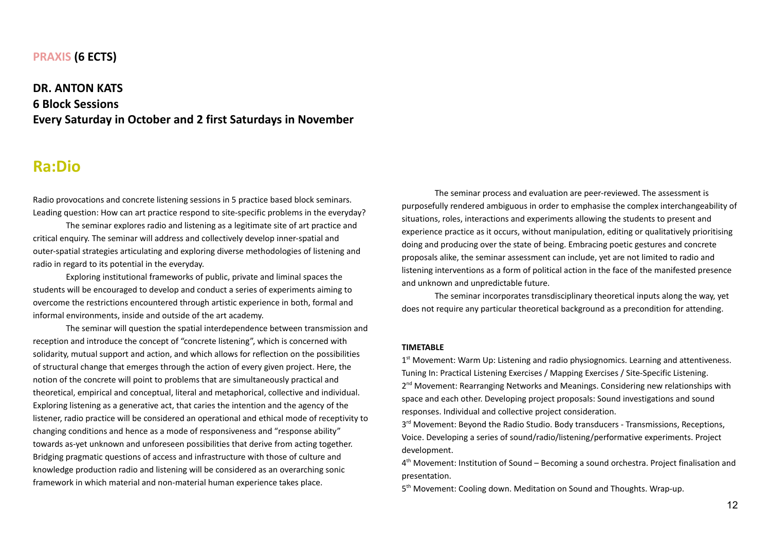**PRAXIS (6 ECTS)**

**DR. ANTON KATS**
**6 Block Sessions**
**Every Saturday in October and 2 first Saturdays in November**

# Ra:Dio

Radio provocations and concrete listening sessions in 5 practice based block seminars. Leading question: How can art practice respond to site-specific problems in the everyday?

The seminar explores radio and listening as a legitimate site of art practice and critical enquiry. The seminar will address and collectively develop inner-spatial and outer-spatial strategies articulating and exploring diverse methodologies of listening and radio in regard to its potential in the everyday.

Exploring institutional frameworks of public, private and liminal spaces the students will be encouraged to develop and conduct a series of experiments aiming to overcome the restrictions encountered through artistic experience in both, formal and informal environments, inside and outside of the art academy.

The seminar will question the spatial interdependence between transmission and reception and introduce the concept of "concrete listening", which is concerned with solidarity, mutual support and action, and which allows for reflection on the possibilities of structural change that emerges through the action of every given project. Here, the notion of the concrete will point to problems that are simultaneously practical and theoretical, empirical and conceptual, literal and metaphorical, collective and individual. Exploring listening as a generative act, that caries the intention and the agency of the listener, radio practice will be considered an operational and ethical mode of receptivity to changing conditions and hence as a mode of responsiveness and "response ability" towards as-yet unknown and unforeseen possibilities that derive from acting together. Bridging pragmatic questions of access and infrastructure with those of culture and knowledge production radio and listening will be considered as an overarching sonic framework in which material and non-material human experience takes place.

The seminar process and evaluation are peer-reviewed. The assessment is purposefully rendered ambiguous in order to emphasise the complex interchangeability of situations, roles, interactions and experiments allowing the students to present and experience practice as it occurs, without manipulation, editing or qualitatively prioritising doing and producing over the state of being. Embracing poetic gestures and concrete proposals alike, the seminar assessment can include, yet are not limited to radio and listening interventions as a form of political action in the face of the manifested presence and unknown and unpredictable future.

The seminar incorporates transdisciplinary theoretical inputs along the way, yet does not require any particular theoretical background as a precondition for attending.

**TIMETABLE**

1st Movement: Warm Up: Listening and radio physiognomics. Learning and attentiveness. Tuning In: Practical Listening Exercises / Mapping Exercises / Site-Specific Listening.
2nd Movement: Rearranging Networks and Meanings. Considering new relationships with space and each other. Developing project proposals: Sound investigations and sound responses. Individual and collective project consideration.
3rd Movement: Beyond the Radio Studio. Body transducers - Transmissions, Receptions, Voice. Developing a series of sound/radio/listening/performative experiments. Project development.
4th Movement: Institution of Sound – Becoming a sound orchestra. Project finalisation and presentation.
5th Movement: Cooling down. Meditation on Sound and Thoughts. Wrap-up.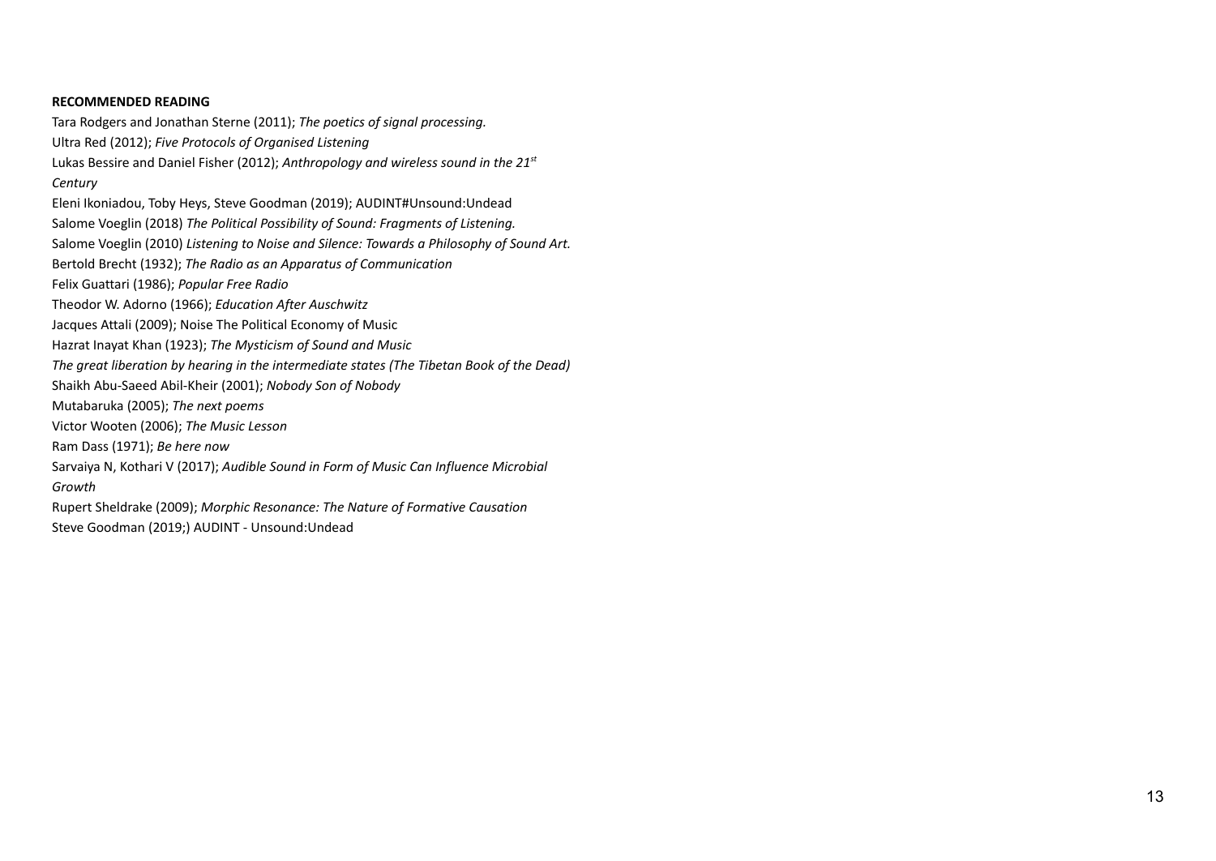**RECOMMENDED READING**

Tara Rodgers and Jonathan Sterne (2011); *The poetics of signal processing.*
Ultra Red (2012); *Five Protocols of Organised Listening*
Lukas Bessire and Daniel Fisher (2012); *Anthropology and wireless sound in the 21st Century*
Eleni Ikoniadou, Toby Heys, Steve Goodman (2019); AUDINT#Unsound:Undead
Salome Voeglin (2018) *The Political Possibility of Sound: Fragments of Listening.*
Salome Voeglin (2010) *Listening to Noise and Silence: Towards a Philosophy of Sound Art.*
Bertold Brecht (1932); *The Radio as an Apparatus of Communication*
Felix Guattari (1986); *Popular Free Radio*
Theodor W. Adorno (1966); *Education After Auschwitz*
Jacques Attali (2009); Noise The Political Economy of Music
Hazrat Inayat Khan (1923); *The Mysticism of Sound and Music*
*The great liberation by hearing in the intermediate states (The Tibetan Book of the Dead)*
Shaikh Abu-Saeed Abil-Kheir (2001); *Nobody Son of Nobody*
Mutabaruka (2005); *The next poems*
Victor Wooten (2006); *The Music Lesson*
Ram Dass (1971); *Be here now*
Sarvaiya N, Kothari V (2017); *Audible Sound in Form of Music Can Influence Microbial Growth*
Rupert Sheldrake (2009); *Morphic Resonance: The Nature of Formative Causation*
Steve Goodman (2019;) AUDINT - Unsound:Undead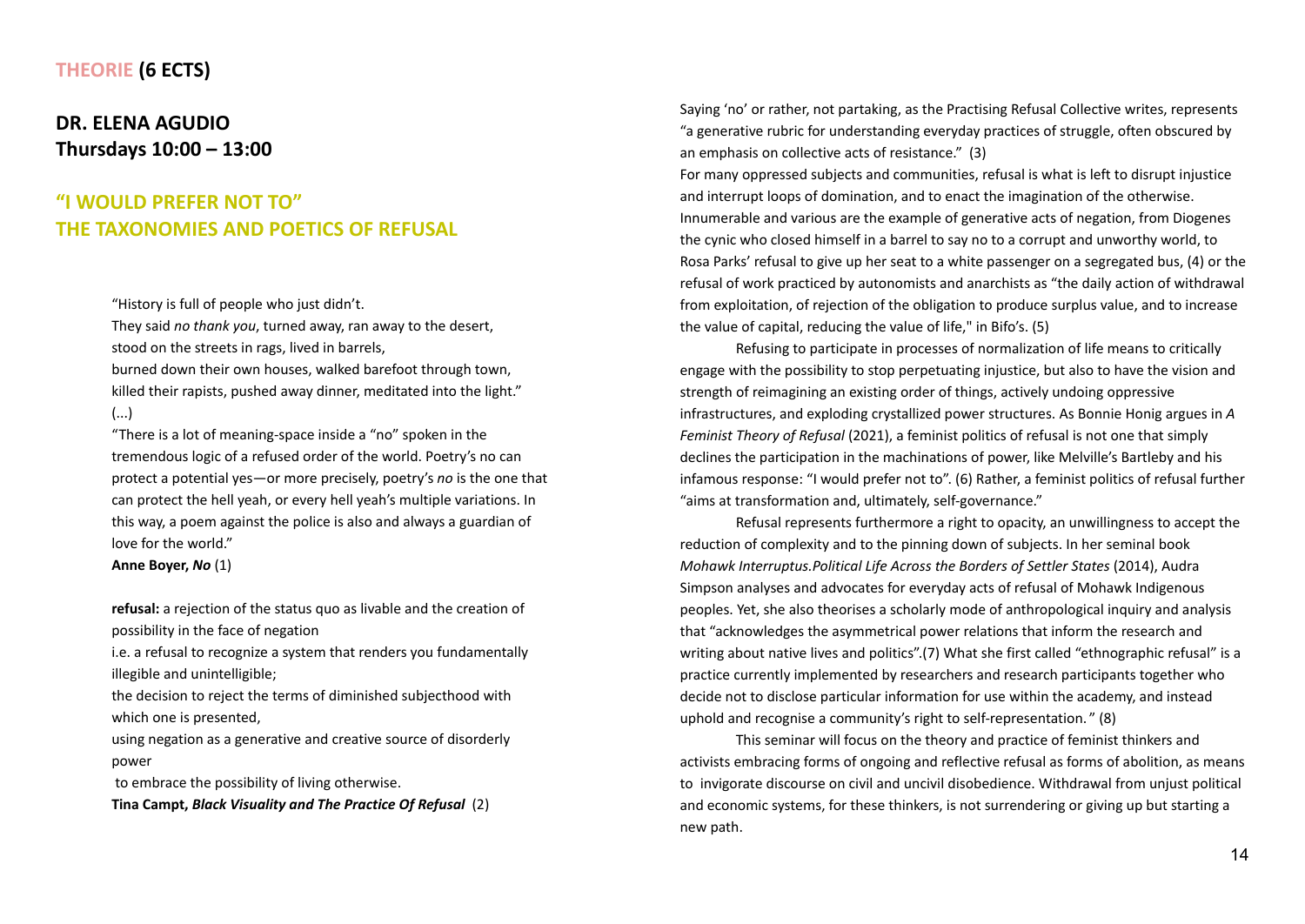## THEORIE (6 ECTS)

## DR. ELENA AGUDIO
**Thursdays 10:00 – 13:00**

## "I WOULD PREFER NOT TO"
## THE TAXONOMIES AND POETICS OF REFUSAL

> "History is full of people who just didn't.
> They said *no thank you*, turned away, ran away to the desert,
> stood on the streets in rags, lived in barrels,
> burned down their own houses, walked barefoot through town,
> killed their rapists, pushed away dinner, meditated into the light."
> (...)
> "There is a lot of meaning-space inside a "no" spoken in the tremendous logic of a refused order of the world. Poetry's no can protect a potential yes—or more precisely, poetry's *no* is the one that can protect the hell yeah, or every hell yeah's multiple variations. In this way, a poem against the police is also and always a guardian of love for the world."
> **Anne Boyer, *No*** (1)

> **refusal:** a rejection of the status quo as livable and the creation of possibility in the face of negation
> i.e. a refusal to recognize a system that renders you fundamentally illegible and unintelligible;
> the decision to reject the terms of diminished subjecthood with which one is presented,
> using negation as a generative and creative source of disorderly power
> to embrace the possibility of living otherwise.
> **Tina Campt, *Black Visuality and The Practice Of Refusal*** (2)

Saying 'no' or rather, not partaking, as the Practising Refusal Collective writes, represents "a generative rubric for understanding everyday practices of struggle, often obscured by an emphasis on collective acts of resistance." (3)
For many oppressed subjects and communities, refusal is what is left to disrupt injustice and interrupt loops of domination, and to enact the imagination of the otherwise. Innumerable and various are the example of generative acts of negation, from Diogenes the cynic who closed himself in a barrel to say no to a corrupt and unworthy world, to Rosa Parks' refusal to give up her seat to a white passenger on a segregated bus, (4) or the refusal of work practiced by autonomists and anarchists as "the daily action of withdrawal from exploitation, of rejection of the obligation to produce surplus value, and to increase the value of capital, reducing the value of life," in Bifo's. (5)

Refusing to participate in processes of normalization of life means to critically engage with the possibility to stop perpetuating injustice, but also to have the vision and strength of reimagining an existing order of things, actively undoing oppressive infrastructures, and exploding crystallized power structures. As Bonnie Honig argues in *A Feminist Theory of Refusal* (2021), a feminist politics of refusal is not one that simply declines the participation in the machinations of power, like Melville's Bartleby and his infamous response: "I would prefer not to". (6) Rather, a feminist politics of refusal further "aims at transformation and, ultimately, self-governance."

Refusal represents furthermore a right to opacity, an unwillingness to accept the reduction of complexity and to the pinning down of subjects. In her seminal book *Mohawk Interruptus.Political Life Across the Borders of Settler States* (2014), Audra Simpson analyses and advocates for everyday acts of refusal of Mohawk Indigenous peoples. Yet, she also theorises a scholarly mode of anthropological inquiry and analysis that "acknowledges the asymmetrical power relations that inform the research and writing about native lives and politics".(7) What she first called "ethnographic refusal" is a practice currently implemented by researchers and research participants together who decide not to disclose particular information for use within the academy, and instead uphold and recognise a community's right to self-representation. " (8)

This seminar will focus on the theory and practice of feminist thinkers and activists embracing forms of ongoing and reflective refusal as forms of abolition, as means to invigorate discourse on civil and uncivil disobedience. Withdrawal from unjust political and economic systems, for these thinkers, is not surrendering or giving up but starting a new path.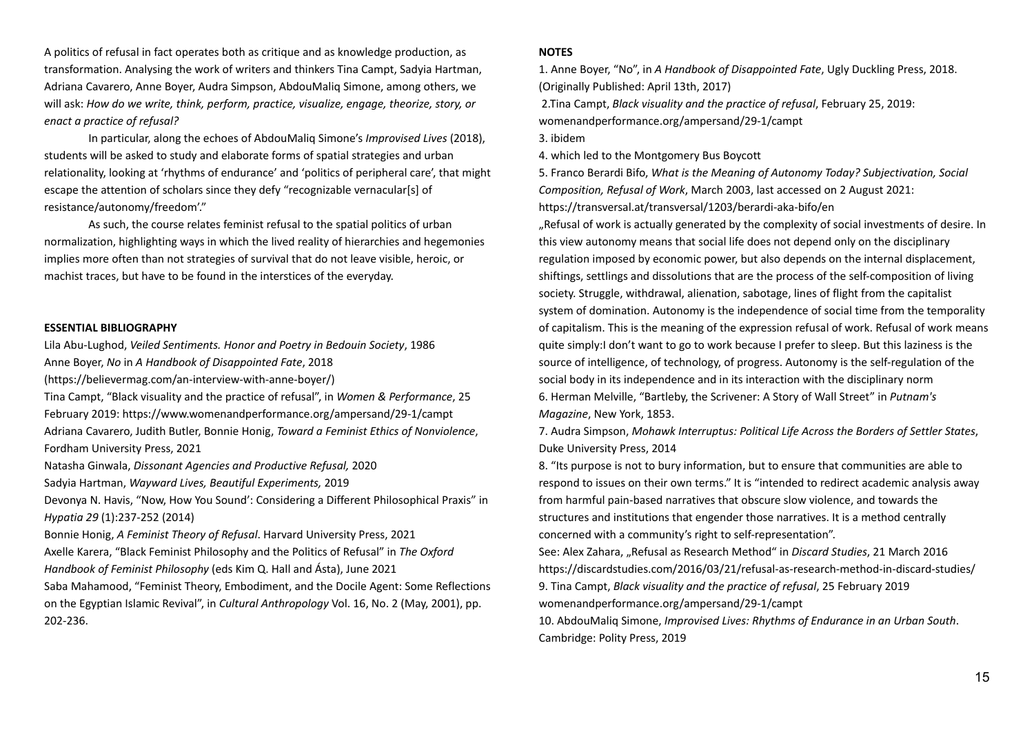A politics of refusal in fact operates both as critique and as knowledge production, as transformation. Analysing the work of writers and thinkers Tina Campt, Sadyia Hartman, Adriana Cavarero, Anne Boyer, Audra Simpson, AbdouMaliq Simone, among others, we will ask: *How do we write, think, perform, practice, visualize, engage, theorize, story, or enact a practice of refusal?*

In particular, along the echoes of AbdouMaliq Simone's *Improvised Lives* (2018), students will be asked to study and elaborate forms of spatial strategies and urban relationality, looking at 'rhythms of endurance' and 'politics of peripheral care', that might escape the attention of scholars since they defy "recognizable vernacular[s] of resistance/autonomy/freedom'."

As such, the course relates feminist refusal to the spatial politics of urban normalization, highlighting ways in which the lived reality of hierarchies and hegemonies implies more often than not strategies of survival that do not leave visible, heroic, or machist traces, but have to be found in the interstices of the everyday.

**ESSENTIAL BIBLIOGRAPHY**

Lila Abu-Lughod, *Veiled Sentiments. Honor and Poetry in Bedouin Society*, 1986

Anne Boyer, *No* in *A Handbook of Disappointed Fate*, 2018 (https://believermag.com/an-interview-with-anne-boyer/)

Tina Campt, "Black visuality and the practice of refusal", in *Women & Performance*, 25 February 2019: https://www.womenandperformance.org/ampersand/29-1/campt

Adriana Cavarero, Judith Butler, Bonnie Honig, *Toward a Feminist Ethics of Nonviolence*, Fordham University Press, 2021

Natasha Ginwala, *Dissonant Agencies and Productive Refusal,* 2020

Sadyia Hartman, *Wayward Lives, Beautiful Experiments,* 2019

Devonya N. Havis, "Now, How You Sound': Considering a Different Philosophical Praxis" in *Hypatia 29* (1):237-252 (2014)

Bonnie Honig, *A Feminist Theory of Refusal*. Harvard University Press, 2021

Axelle Karera, "Black Feminist Philosophy and the Politics of Refusal" in *The Oxford Handbook of Feminist Philosophy* (eds Kim Q. Hall and Ásta), June 2021

Saba Mahamood, "Feminist Theory, Embodiment, and the Docile Agent: Some Reflections on the Egyptian Islamic Revival", in *Cultural Anthropology* Vol. 16, No. 2 (May, 2001), pp. 202-236.

**NOTES**

1. Anne Boyer, "No", in *A Handbook of Disappointed Fate*, Ugly Duckling Press, 2018. (Originally Published: April 13th, 2017)

2. Tina Campt, *Black visuality and the practice of refusal*, February 25, 2019: womenandperformance.org/ampersand/29-1/campt

3. ibidem

4. which led to the Montgomery Bus Boycott

5. Franco Berardi Bifo, *What is the Meaning of Autonomy Today? Subjectivation, Social Composition, Refusal of Work*, March 2003, last accessed on 2 August 2021: https://transversal.at/transversal/1203/berardi-aka-bifo/en

„Refusal of work is actually generated by the complexity of social investments of desire. In this view autonomy means that social life does not depend only on the disciplinary regulation imposed by economic power, but also depends on the internal displacement, shiftings, settlings and dissolutions that are the process of the self-composition of living society. Struggle, withdrawal, alienation, sabotage, lines of flight from the capitalist system of domination. Autonomy is the independence of social time from the temporality of capitalism. This is the meaning of the expression refusal of work. Refusal of work means quite simply:I don't want to go to work because I prefer to sleep. But this laziness is the source of intelligence, of technology, of progress. Autonomy is the self-regulation of the social body in its independence and in its interaction with the disciplinary norm

6. Herman Melville, "Bartleby, the Scrivener: A Story of Wall Street" in *Putnam's Magazine*, New York, 1853.

7. Audra Simpson, *Mohawk Interruptus: Political Life Across the Borders of Settler States*, Duke University Press, 2014

8. "Its purpose is not to bury information, but to ensure that communities are able to respond to issues on their own terms." It is "intended to redirect academic analysis away from harmful pain-based narratives that obscure slow violence, and towards the structures and institutions that engender those narratives. It is a method centrally concerned with a community's right to self-representation".

See: Alex Zahara, „Refusal as Research Method" in *Discard Studies*, 21 March 2016 https://discardstudies.com/2016/03/21/refusal-as-research-method-in-discard-studies/

9. Tina Campt, *Black visuality and the practice of refusal*, 25 February 2019 womenandperformance.org/ampersand/29-1/campt

10. AbdouMaliq Simone, *Improvised Lives: Rhythms of Endurance in an Urban South*. Cambridge: Polity Press, 2019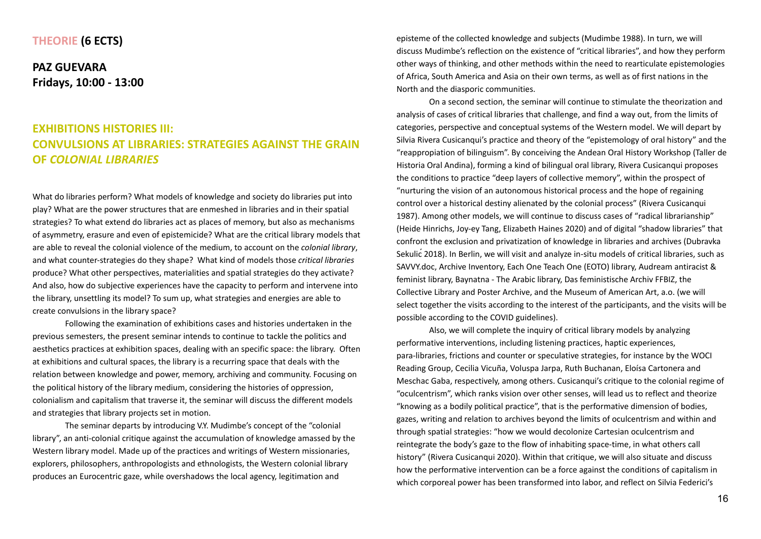**THEORIE (6 ECTS)**

**PAZ GUEVARA**
**Fridays, 10:00 - 13:00**

## EXHIBITIONS HISTORIES III: CONVULSIONS AT LIBRARIES: STRATEGIES AGAINST THE GRAIN OF *COLONIAL LIBRARIES*

What do libraries perform? What models of knowledge and society do libraries put into play? What are the power structures that are enmeshed in libraries and in their spatial strategies? To what extend do libraries act as places of memory, but also as mechanisms of asymmetry, erasure and even of epistemicide? What are the critical library models that are able to reveal the colonial violence of the medium, to account on the *colonial library*, and what counter-strategies do they shape? What kind of models those *critical libraries* produce? What other perspectives, materialities and spatial strategies do they activate? And also, how do subjective experiences have the capacity to perform and intervene into the library, unsettling its model? To sum up, what strategies and energies are able to create convulsions in the library space?

Following the examination of exhibitions cases and histories undertaken in the previous semesters, the present seminar intends to continue to tackle the politics and aesthetics practices at exhibition spaces, dealing with an specific space: the library. Often at exhibitions and cultural spaces, the library is a recurring space that deals with the relation between knowledge and power, memory, archiving and community. Focusing on the political history of the library medium, considering the histories of oppression, colonialism and capitalism that traverse it, the seminar will discuss the different models and strategies that library projects set in motion.

The seminar departs by introducing V.Y. Mudimbe's concept of the "colonial library", an anti-colonial critique against the accumulation of knowledge amassed by the Western library model. Made up of the practices and writings of Western missionaries, explorers, philosophers, anthropologists and ethnologists, the Western colonial library produces an Eurocentric gaze, while overshadows the local agency, legitimation and episteme of the collected knowledge and subjects (Mudimbe 1988). In turn, we will discuss Mudimbe's reflection on the existence of "critical libraries", and how they perform other ways of thinking, and other methods within the need to rearticulate epistemologies of Africa, South America and Asia on their own terms, as well as of first nations in the North and the diasporic communities.

On a second section, the seminar will continue to stimulate the theorization and analysis of cases of critical libraries that challenge, and find a way out, from the limits of categories, perspective and conceptual systems of the Western model. We will depart by Silvia Rivera Cusicanqui's practice and theory of the "epistemology of oral history" and the "reappropiation of bilinguism". By conceiving the Andean Oral History Workshop (Taller de Historia Oral Andina), forming a kind of bilingual oral library, Rivera Cusicanqui proposes the conditions to practice "deep layers of collective memory", within the prospect of "nurturing the vision of an autonomous historical process and the hope of regaining control over a historical destiny alienated by the colonial process" (Rivera Cusicanqui 1987). Among other models, we will continue to discuss cases of "radical librarianship" (Heide Hinrichs, Joy-ey Tang, Elizabeth Haines 2020) and of digital "shadow libraries" that confront the exclusion and privatization of knowledge in libraries and archives (Dubravka Sekulić 2018). In Berlin, we will visit and analyze in-situ models of critical libraries, such as SAVVY.doc, Archive Inventory, Each One Teach One (EOTO) library, Audream antiracist & feminist library, Baynatna - The Arabic library, Das feministische Archiv FFBIZ, the Collective Library and Poster Archive, and the Museum of American Art, a.o. (we will select together the visits according to the interest of the participants, and the visits will be possible according to the COVID guidelines).

Also, we will complete the inquiry of critical library models by analyzing performative interventions, including listening practices, haptic experiences, para-libraries, frictions and counter or speculative strategies, for instance by the WOCI Reading Group, Cecilia Vicuña, Voluspa Jarpa, Ruth Buchanan, Eloísa Cartonera and Meschac Gaba, respectively, among others. Cusicanqui's critique to the colonial regime of "oculcentrism", which ranks vision over other senses, will lead us to reflect and theorize "knowing as a bodily political practice", that is the performative dimension of bodies, gazes, writing and relation to archives beyond the limits of oculcentrism and within and through spatial strategies: "how we would decolonize Cartesian oculcentrism and reintegrate the body's gaze to the flow of inhabiting space-time, in what others call history" (Rivera Cusicanqui 2020). Within that critique, we will also situate and discuss how the performative intervention can be a force against the conditions of capitalism in which corporeal power has been transformed into labor, and reflect on Silvia Federici's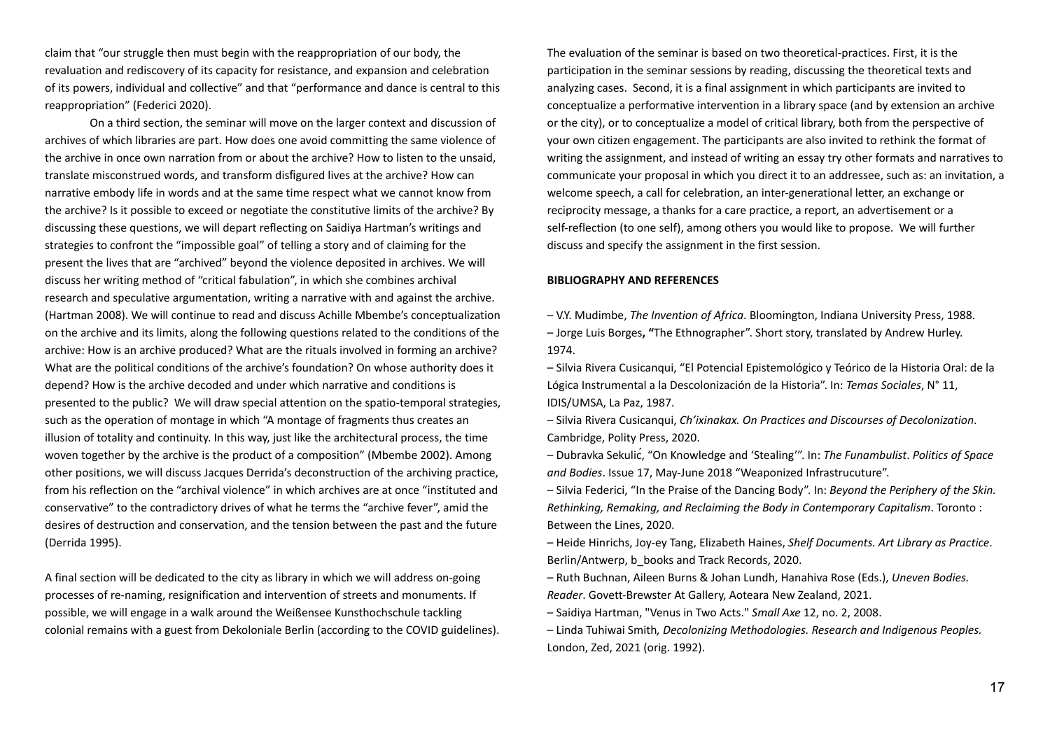claim that "our struggle then must begin with the reappropriation of our body, the revaluation and rediscovery of its capacity for resistance, and expansion and celebration of its powers, individual and collective" and that "performance and dance is central to this reappropriation" (Federici 2020).

On a third section, the seminar will move on the larger context and discussion of archives of which libraries are part. How does one avoid committing the same violence of the archive in once own narration from or about the archive? How to listen to the unsaid, translate misconstrued words, and transform disfigured lives at the archive? How can narrative embody life in words and at the same time respect what we cannot know from the archive? Is it possible to exceed or negotiate the constitutive limits of the archive? By discussing these questions, we will depart reflecting on Saidiya Hartman's writings and strategies to confront the "impossible goal" of telling a story and of claiming for the present the lives that are "archived" beyond the violence deposited in archives. We will discuss her writing method of "critical fabulation", in which she combines archival research and speculative argumentation, writing a narrative with and against the archive. (Hartman 2008). We will continue to read and discuss Achille Mbembe's conceptualization on the archive and its limits, along the following questions related to the conditions of the archive: How is an archive produced? What are the rituals involved in forming an archive? What are the political conditions of the archive's foundation? On whose authority does it depend? How is the archive decoded and under which narrative and conditions is presented to the public? We will draw special attention on the spatio-temporal strategies, such as the operation of montage in which "A montage of fragments thus creates an illusion of totality and continuity. In this way, just like the architectural process, the time woven together by the archive is the product of a composition" (Mbembe 2002). Among other positions, we will discuss Jacques Derrida's deconstruction of the archiving practice, from his reflection on the "archival violence" in which archives are at once "instituted and conservative" to the contradictory drives of what he terms the "archive fever", amid the desires of destruction and conservation, and the tension between the past and the future (Derrida 1995).

A final section will be dedicated to the city as library in which we will address on-going processes of re-naming, resignification and intervention of streets and monuments. If possible, we will engage in a walk around the Weißensee Kunsthochschule tackling colonial remains with a guest from Dekoloniale Berlin (according to the COVID guidelines).

The evaluation of the seminar is based on two theoretical-practices. First, it is the participation in the seminar sessions by reading, discussing the theoretical texts and analyzing cases. Second, it is a final assignment in which participants are invited to conceptualize a performative intervention in a library space (and by extension an archive or the city), or to conceptualize a model of critical library, both from the perspective of your own citizen engagement. The participants are also invited to rethink the format of writing the assignment, and instead of writing an essay try other formats and narratives to communicate your proposal in which you direct it to an addressee, such as: an invitation, a welcome speech, a call for celebration, an inter-generational letter, an exchange or reciprocity message, a thanks for a care practice, a report, an advertisement or a self-reflection (to one self), among others you would like to propose. We will further discuss and specify the assignment in the first session.

**BIBLIOGRAPHY AND REFERENCES**

– V.Y. Mudimbe, *The Invention of Africa*. Bloomington, Indiana University Press, 1988.

– Jorge Luis Borges**, "**The Ethnographer". Short story, translated by Andrew Hurley. 1974.

– Silvia Rivera Cusicanqui, "El Potencial Epistemológico y Teórico de la Historia Oral: de la Lógica Instrumental a la Descolonización de la Historia". In: *Temas Sociales*, N° 11, IDIS/UMSA, La Paz, 1987.

– Silvia Rivera Cusicanqui, *Ch'ixinakax. On Practices and Discourses of Decolonization*. Cambridge, Polity Press, 2020.

– Dubravka Sekulić, "On Knowledge and 'Stealing'". In: *The Funambulist*. *Politics of Space and Bodies*. Issue 17, May-June 2018 "Weaponized Infrastrucuture".

– Silvia Federici, "In the Praise of the Dancing Body". In: *Beyond the Periphery of the Skin. Rethinking, Remaking, and Reclaiming the Body in Contemporary Capitalism*. Toronto : Between the Lines, 2020.

– Heide Hinrichs, Joy-ey Tang, Elizabeth Haines, *Shelf Documents. Art Library as Practice*. Berlin/Antwerp, b_books and Track Records, 2020.

– Ruth Buchnan, Aileen Burns & Johan Lundh, Hanahiva Rose (Eds.), *Uneven Bodies. Reader*. Govett-Brewster At Gallery, Aoteara New Zealand, 2021.

– Saidiya Hartman, "Venus in Two Acts." *Small Axe* 12, no. 2, 2008.

– Linda Tuhiwai Smith*, Decolonizing Methodologies. Research and Indigenous Peoples.* London, Zed, 2021 (orig. 1992).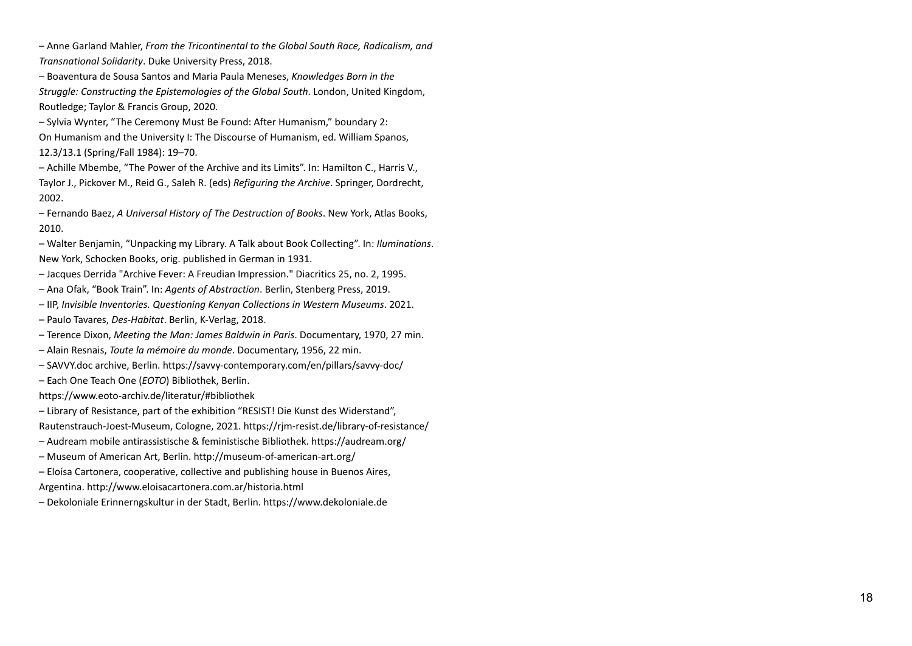– Anne Garland Mahler, *From the Tricontinental to the Global South Race, Radicalism, and Transnational Solidarity*. Duke University Press, 2018.

– Boaventura de Sousa Santos and Maria Paula Meneses, *Knowledges Born in the Struggle: Constructing the Epistemologies of the Global South*. London, United Kingdom, Routledge; Taylor & Francis Group, 2020.

– Sylvia Wynter, "The Ceremony Must Be Found: After Humanism," boundary 2: On Humanism and the University I: The Discourse of Humanism, ed. William Spanos, 12.3/13.1 (Spring/Fall 1984): 19–70.

– Achille Mbembe, "The Power of the Archive and its Limits". In: Hamilton C., Harris V., Taylor J., Pickover M., Reid G., Saleh R. (eds) *Refiguring the Archive*. Springer, Dordrecht, 2002.

– Fernando Baez, *A Universal History of The Destruction of Books*. New York, Atlas Books, 2010.

– Walter Benjamin, "Unpacking my Library. A Talk about Book Collecting". In: *Iluminations*. New York, Schocken Books, orig. published in German in 1931.

– Jacques Derrida "Archive Fever: A Freudian Impression." Diacritics 25, no. 2, 1995.

– Ana Ofak, "Book Train". In: *Agents of Abstraction*. Berlin, Stenberg Press, 2019.

– IIP, *Invisible Inventories. Questioning Kenyan Collections in Western Museums*. 2021.

– Paulo Tavares, *Des-Habitat*. Berlin, K-Verlag, 2018.

– Terence Dixon, *Meeting the Man: James Baldwin in Paris*. Documentary, 1970, 27 min.

– Alain Resnais, *Toute la mémoire du monde*. Documentary, 1956, 22 min.

– SAVVY.doc archive, Berlin. https://savvy-contemporary.com/en/pillars/savvy-doc/

– Each One Teach One (*EOTO*) Bibliothek, Berlin. https://www.eoto-archiv.de/literatur/#bibliothek

– Library of Resistance, part of the exhibition "RESIST! Die Kunst des Widerstand", Rautenstrauch-Joest-Museum, Cologne, 2021. https://rjm-resist.de/library-of-resistance/

– Audream mobile antirassistische & feministische Bibliothek. https://audream.org/

– Museum of American Art, Berlin. http://museum-of-american-art.org/

– Eloísa Cartonera, cooperative, collective and publishing house in Buenos Aires, Argentina. http://www.eloisacartonera.com.ar/historia.html

– Dekoloniale Erinnerngskultur in der Stadt, Berlin. https://www.dekoloniale.de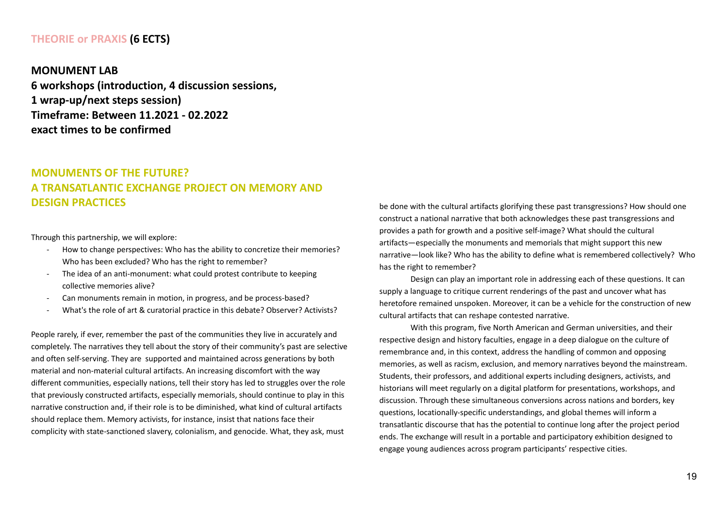**THEORIE or PRAXIS (6 ECTS)**

**MONUMENT LAB**
**6 workshops (introduction, 4 discussion sessions,**
**1 wrap-up/next steps session)**
**Timeframe: Between 11.2021 - 02.2022**
**exact times to be confirmed**

## MONUMENTS OF THE FUTURE? A TRANSATLANTIC EXCHANGE PROJECT ON MEMORY AND DESIGN PRACTICES

Through this partnership, we will explore:

- How to change perspectives: Who has the ability to concretize their memories? Who has been excluded? Who has the right to remember?
- The idea of an anti-monument: what could protest contribute to keeping collective memories alive?
- Can monuments remain in motion, in progress, and be process-based?
- What's the role of art & curatorial practice in this debate? Observer? Activists?

People rarely, if ever, remember the past of the communities they live in accurately and completely. The narratives they tell about the story of their community's past are selective and often self-serving. They are supported and maintained across generations by both material and non-material cultural artifacts. An increasing discomfort with the way different communities, especially nations, tell their story has led to struggles over the role that previously constructed artifacts, especially memorials, should continue to play in this narrative construction and, if their role is to be diminished, what kind of cultural artifacts should replace them. Memory activists, for instance, insist that nations face their complicity with state-sanctioned slavery, colonialism, and genocide. What, they ask, must be done with the cultural artifacts glorifying these past transgressions? How should one construct a national narrative that both acknowledges these past transgressions and provides a path for growth and a positive self-image? What should the cultural artifacts—especially the monuments and memorials that might support this new narrative—look like? Who has the ability to define what is remembered collectively? Who has the right to remember?

Design can play an important role in addressing each of these questions. It can supply a language to critique current renderings of the past and uncover what has heretofore remained unspoken. Moreover, it can be a vehicle for the construction of new cultural artifacts that can reshape contested narrative.

With this program, five North American and German universities, and their respective design and history faculties, engage in a deep dialogue on the culture of remembrance and, in this context, address the handling of common and opposing memories, as well as racism, exclusion, and memory narratives beyond the mainstream. Students, their professors, and additional experts including designers, activists, and historians will meet regularly on a digital platform for presentations, workshops, and discussion. Through these simultaneous conversions across nations and borders, key questions, locationally-specific understandings, and global themes will inform a transatlantic discourse that has the potential to continue long after the project period ends. The exchange will result in a portable and participatory exhibition designed to engage young audiences across program participants' respective cities.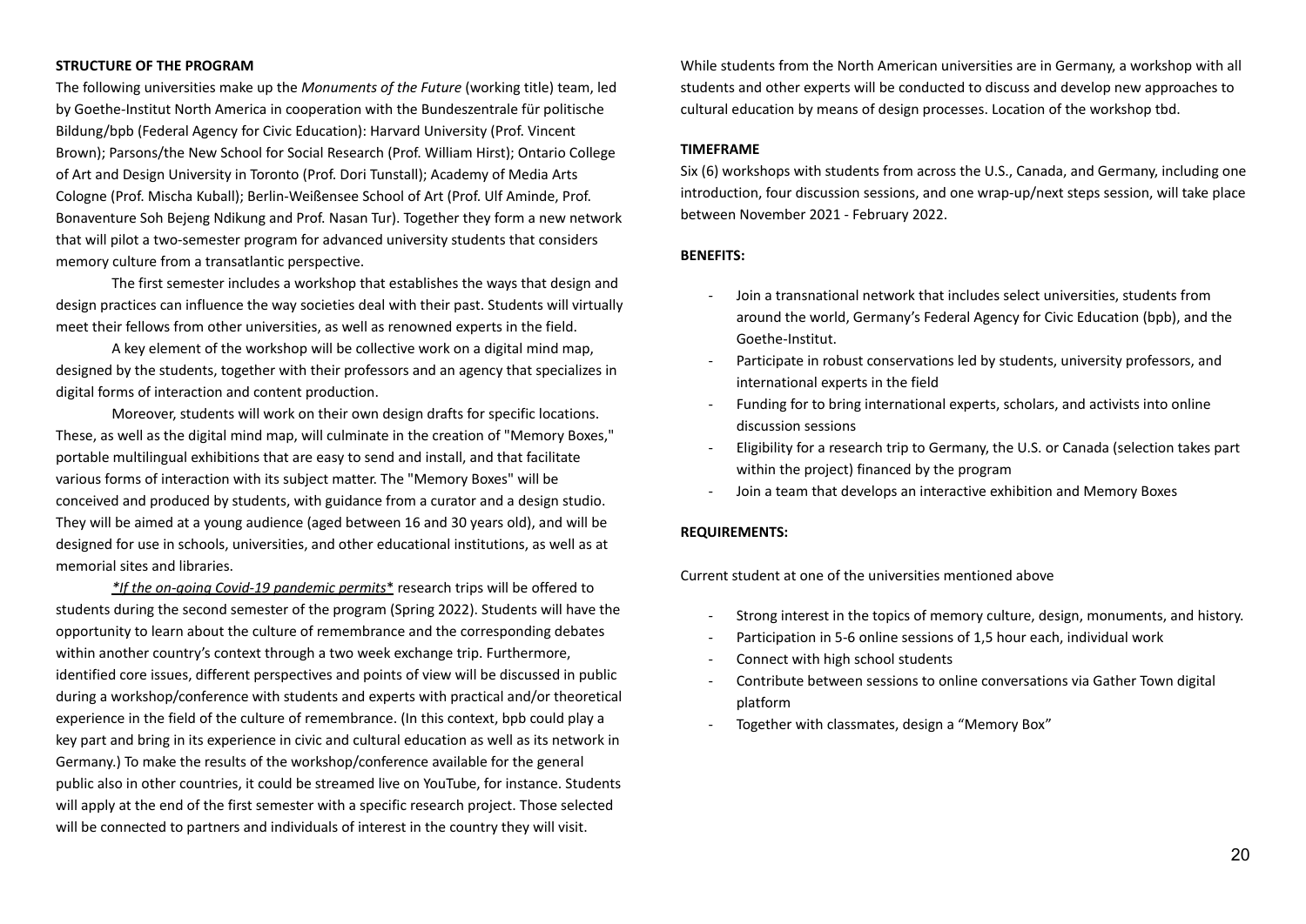**STRUCTURE OF THE PROGRAM**

The following universities make up the *Monuments of the Future* (working title) team, led by Goethe-Institut North America in cooperation with the Bundeszentrale für politische Bildung/bpb (Federal Agency for Civic Education): Harvard University (Prof. Vincent Brown); Parsons/the New School for Social Research (Prof. William Hirst); Ontario College of Art and Design University in Toronto (Prof. Dori Tunstall); Academy of Media Arts Cologne (Prof. Mischa Kuball); Berlin-Weißensee School of Art (Prof. Ulf Aminde, Prof. Bonaventure Soh Bejeng Ndikung and Prof. Nasan Tur). Together they form a new network that will pilot a two-semester program for advanced university students that considers memory culture from a transatlantic perspective.

The first semester includes a workshop that establishes the ways that design and design practices can influence the way societies deal with their past. Students will virtually meet their fellows from other universities, as well as renowned experts in the field.

A key element of the workshop will be collective work on a digital mind map, designed by the students, together with their professors and an agency that specializes in digital forms of interaction and content production.

Moreover, students will work on their own design drafts for specific locations. These, as well as the digital mind map, will culminate in the creation of "Memory Boxes," portable multilingual exhibitions that are easy to send and install, and that facilitate various forms of interaction with its subject matter. The "Memory Boxes" will be conceived and produced by students, with guidance from a curator and a design studio. They will be aimed at a young audience (aged between 16 and 30 years old), and will be designed for use in schools, universities, and other educational institutions, as well as at memorial sites and libraries.

*\*If the on-going Covid-19 pandemic permits\** research trips will be offered to students during the second semester of the program (Spring 2022). Students will have the opportunity to learn about the culture of remembrance and the corresponding debates within another country's context through a two week exchange trip. Furthermore, identified core issues, different perspectives and points of view will be discussed in public during a workshop/conference with students and experts with practical and/or theoretical experience in the field of the culture of remembrance. (In this context, bpb could play a key part and bring in its experience in civic and cultural education as well as its network in Germany.) To make the results of the workshop/conference available for the general public also in other countries, it could be streamed live on YouTube, for instance. Students will apply at the end of the first semester with a specific research project. Those selected will be connected to partners and individuals of interest in the country they will visit.

While students from the North American universities are in Germany, a workshop with all students and other experts will be conducted to discuss and develop new approaches to cultural education by means of design processes. Location of the workshop tbd.

**TIMEFRAME**

Six (6) workshops with students from across the U.S., Canada, and Germany, including one introduction, four discussion sessions, and one wrap-up/next steps session, will take place between November 2021 - February 2022.

**BENEFITS:**

- Join a transnational network that includes select universities, students from around the world, Germany's Federal Agency for Civic Education (bpb), and the Goethe-Institut.
- Participate in robust conservations led by students, university professors, and international experts in the field
- Funding for to bring international experts, scholars, and activists into online discussion sessions
- Eligibility for a research trip to Germany, the U.S. or Canada (selection takes part within the project) financed by the program
- Join a team that develops an interactive exhibition and Memory Boxes

**REQUIREMENTS:**

Current student at one of the universities mentioned above

- Strong interest in the topics of memory culture, design, monuments, and history.
- Participation in 5-6 online sessions of 1,5 hour each, individual work
- Connect with high school students
- Contribute between sessions to online conversations via Gather Town digital platform
- Together with classmates, design a "Memory Box"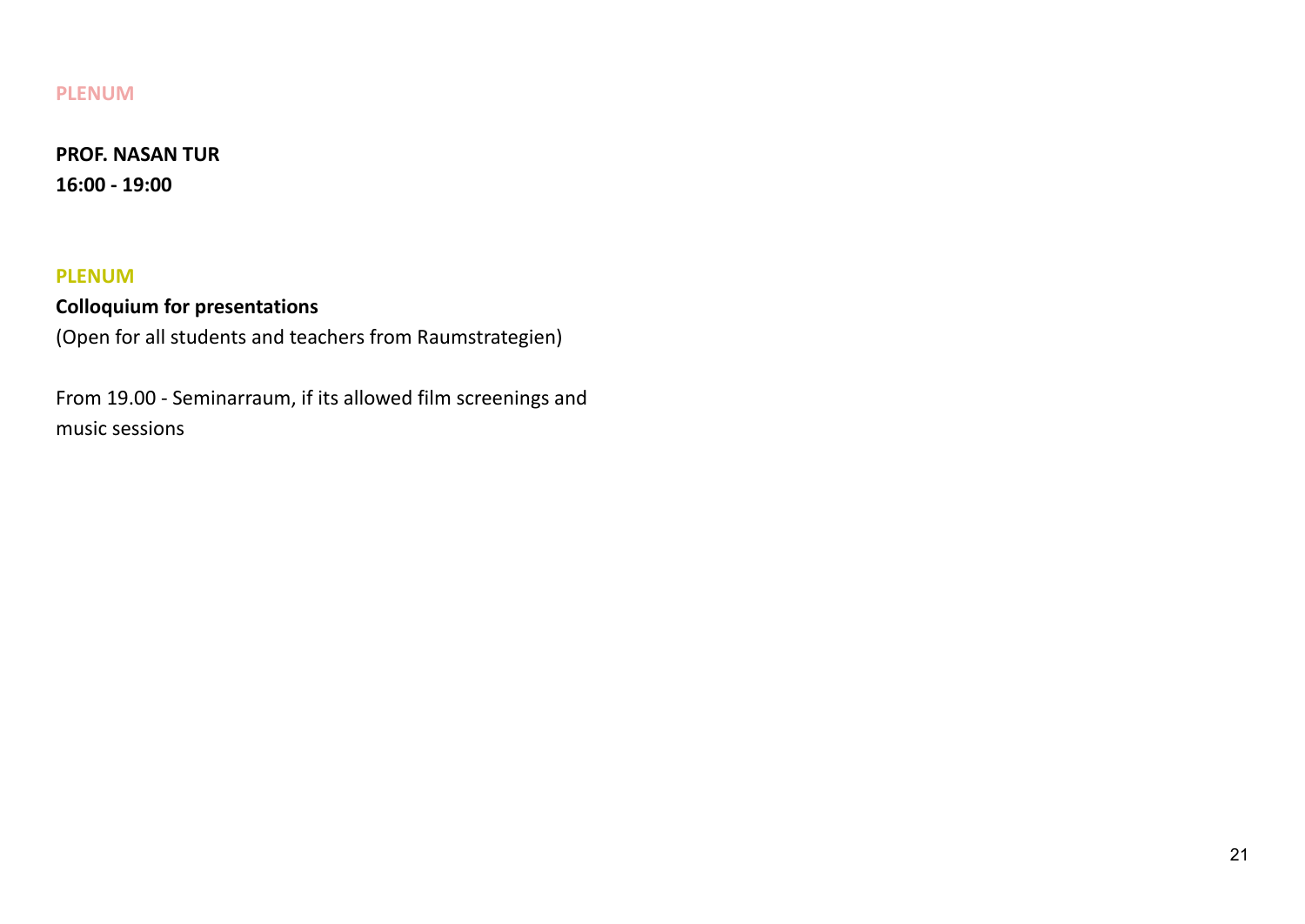**PLENUM**

**PROF. NASAN TUR**
**16:00 - 19:00**

**PLENUM**

**Colloquium for presentations**
(Open for all students and teachers from Raumstrategien)

From 19.00 - Seminarraum, if its allowed film screenings and music sessions